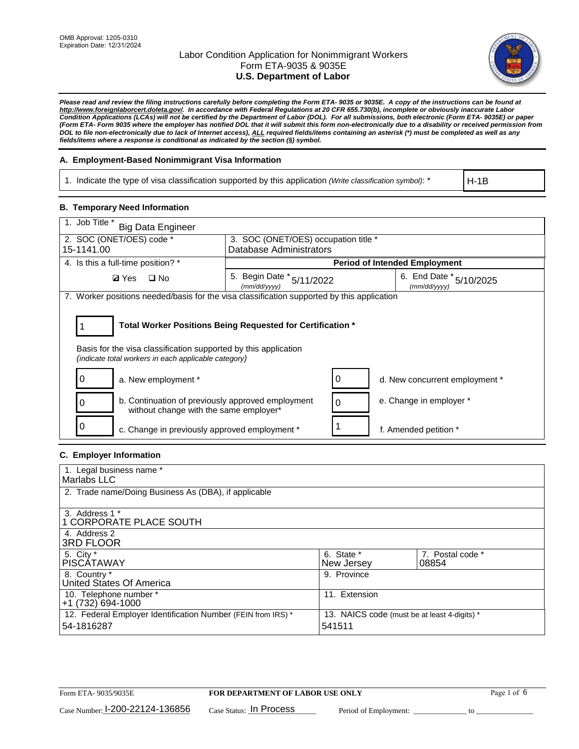OMB Approval: 1205-0310
Expiration Date: 12/31/2024

# Labor Condition Application for Nonimmigrant Workers
## Form ETA-9035 & 9035E
## U.S. Department of Labor

***Please read and review the filing instructions carefully before completing the Form ETA- 9035 or 9035E. A copy of the instructions can be found at http://www.foreignlaborcert.doleta.gov/. In accordance with Federal Regulations at 20 CFR 655.730(b), incomplete or obviously inaccurate Labor Condition Applications (LCAs) will not be certified by the Department of Labor (DOL). For all submissions, both electronic (Form ETA- 9035E) or paper (Form ETA- Form 9035 where the employer has notified DOL that it will submit this form non-electronically due to a disability or received permission from DOL to file non-electronically due to lack of Internet access), ALL required fields/items containing an asterisk (*) must be completed as well as any fields/items where a response is conditional as indicated by the section (§) symbol.***

### A. Employment-Based Nonimmigrant Visa Information

| 1. Indicate the type of visa classification supported by this application *(Write classification symbol)*: * | H-1B |
|---|---|

### B. Temporary Need Information

| 1. Job Title * Big Data Engineer | | |
|---|---|---|
| 2. SOC (ONET/OES) code * 15-1141.00 | 3. SOC (ONET/OES) occupation title * Database Administrators | |
| 4. Is this a full-time position? * | **Period of Intended Employment** | |
| ☑ Yes ☐ No | 5. Begin Date * *(mm/dd/yyyy)* 5/11/2022 | 6. End Date * *(mm/dd/yyyy)* 5/10/2025 |

7. Worker positions needed/basis for the visa classification supported by this application

1 **Total Worker Positions Being Requested for Certification ***

Basis for the visa classification supported by this application
*(indicate total workers in each applicable category)*

| | | | |
|---|---|---|---|
| 0 | a. New employment * | 0 | d. New concurrent employment * |
| 0 | b. Continuation of previously approved employment without change with the same employer* | 0 | e. Change in employer * |
| 0 | c. Change in previously approved employment * | 1 | f. Amended petition * |

### C. Employer Information

| | | |
|---|---|---|
| 1. Legal business name * Marlabs LLC | | |
| 2. Trade name/Doing Business As (DBA), if applicable | | |
| 3. Address 1 * 1 CORPORATE PLACE SOUTH | | |
| 4. Address 2 3RD FLOOR | | |
| 5. City * PISCATAWAY | 6. State * New Jersey | 7. Postal code * 08854 |
| 8. Country * United States Of America | 9. Province | |
| 10. Telephone number * +1 (732) 694-1000 | 11. Extension | |
| 12. Federal Employer Identification Number (FEIN from IRS) * 54-1816287 | 13. NAICS code (must be at least 4-digits) * 541511 | |

Form ETA- 9035/9035E — **FOR DEPARTMENT OF LABOR USE ONLY**

Case Number: I-200-22124-136856 Case Status: In Process Period of Employment: _____________ to _______________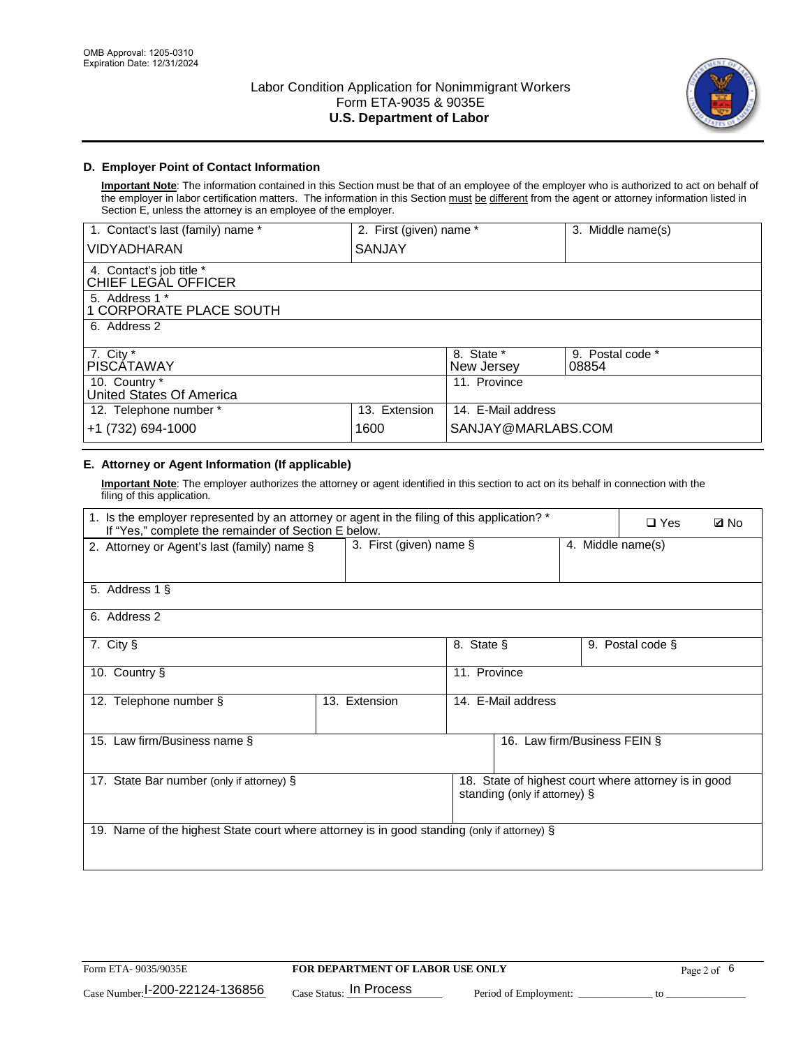OMB Approval: 1205-0310
Expiration Date: 12/31/2024

# Labor Condition Application for Nonimmigrant Workers
## Form ETA-9035 & 9035E
## U.S. Department of Labor

### D. Employer Point of Contact Information

**Important Note**: The information contained in this Section must be that of an employee of the employer who is authorized to act on behalf of the employer in labor certification matters. The information in this Section must be different from the agent or attorney information listed in Section E, unless the attorney is an employee of the employer.

| 1. Contact's last (family) name * | 2. First (given) name * | 3. Middle name(s) |
|---|---|---|
| VIDYADHARAN | SANJAY | |

| 4. Contact's job title * |
|---|
| CHIEF LEGAL OFFICER |

| 5. Address 1 * |
|---|
| 1 CORPORATE PLACE SOUTH |

| 6. Address 2 |
|---|
| |

| 7. City * | 8. State * | 9. Postal code * |
|---|---|---|
| PISCATAWAY | New Jersey | 08854 |

| 10. Country * | 11. Province |
|---|---|
| United States Of America | |

| 12. Telephone number * | 13. Extension | 14. E-Mail address |
|---|---|---|
| +1 (732) 694-1000 | 1600 | SANJAY@MARLABS.COM |

### E. Attorney or Agent Information (If applicable)

**Important Note**: The employer authorizes the attorney or agent identified in this section to act on its behalf in connection with the filing of this application.

| 1. Is the employer represented by an attorney or agent in the filing of this application? * If "Yes," complete the remainder of Section E below. | ❑ Yes | ☑ No |
|---|---|---|

| 2. Attorney or Agent's last (family) name § | 3. First (given) name § | 4. Middle name(s) |
|---|---|---|
| | | |

| 5. Address 1 § |
|---|
| |

| 6. Address 2 |
|---|
| |

| 7. City § | 8. State § | 9. Postal code § |
|---|---|---|
| | | |

| 10. Country § | 11. Province |
|---|---|
| | |

| 12. Telephone number § | 13. Extension | 14. E-Mail address |
|---|---|---|
| | | |

| 15. Law firm/Business name § | 16. Law firm/Business FEIN § |
|---|---|
| | |

| 17. State Bar number (only if attorney) § | 18. State of highest court where attorney is in good standing (only if attorney) § |
|---|---|
| | |

| 19. Name of the highest State court where attorney is in good standing (only if attorney) § |
|---|
| |

Form ETA- 9035/9035E | **FOR DEPARTMENT OF LABOR USE ONLY**

Case Number: I-200-22124-136856 | Case Status: In Process | Period of Employment: _____________ to _______________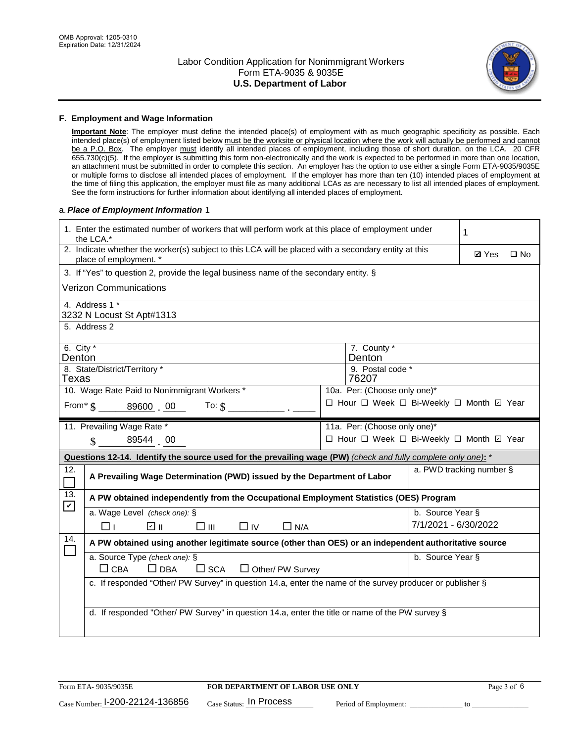## F. Employment and Wage Information

**Important Note**: The employer must define the intended place(s) of employment with as much geographic specificity as possible. Each intended place(s) of employment listed below must be the worksite or physical location where the work will actually be performed and cannot be a P.O. Box. The employer must identify all intended places of employment, including those of short duration, on the LCA. 20 CFR 655.730(c)(5). If the employer is submitting this form non-electronically and the work is expected to be performed in more than one location, an attachment must be submitted in order to complete this section. An employer has the option to use either a single Form ETA-9035/9035E or multiple forms to disclose all intended places of employment. If the employer has more than ten (10) intended places of employment at the time of filing this application, the employer must file as many additional LCAs as are necessary to list all intended places of employment. See the form instructions for further information about identifying all intended places of employment.

a. ***Place of Employment Information*** 1

| | |
|---|---|
| 1. Enter the estimated number of workers that will perform work at this place of employment under the LCA.* | 1 |
| 2. Indicate whether the worker(s) subject to this LCA will be placed with a secondary entity at this place of employment. * | ☑ Yes ☐ No |
| 3. If "Yes" to question 2, provide the legal business name of the secondary entity. § Verizon Communications | |
| 4. Address 1 * 3232 N Locust St Apt#1313 | |
| 5. Address 2 | |
| 6. City * Denton | 7. County * Denton |
| 8. State/District/Territory * Texas | 9. Postal code * 76207 |
| 10. Wage Rate Paid to Nonimmigrant Workers * From* $ 89600 . 00 To: $ ____ . ____ | 10a. Per: (Choose only one)* ☐ Hour ☐ Week ☐ Bi-Weekly ☐ Month ☑ Year |
| 11. Prevailing Wage Rate * $ 89544 . 00 | 11a. Per: (Choose only one)* ☐ Hour ☐ Week ☐ Bi-Weekly ☐ Month ☑ Year |

**Questions 12-14. Identify the source used for the prevailing wage (PW)** *(check and fully complete only one)*: *

| | | |
|---|---|---|
| 12. ☐ | **A Prevailing Wage Determination (PWD) issued by the Department of Labor** | a. PWD tracking number § |
| 13. ☑ | **A PW obtained independently from the Occupational Employment Statistics (OES) Program** | |
| | a. Wage Level *(check one)*: § ☐ I ☑ II ☐ III ☐ IV ☐ N/A | b. Source Year § 7/1/2021 - 6/30/2022 |
| 14. ☐ | **A PW obtained using another legitimate source (other than OES) or an independent authoritative source** | |
| | a. Source Type *(check one)*: § ☐ CBA ☐ DBA ☐ SCA ☐ Other/ PW Survey | b. Source Year § |
| | c. If responded "Other/ PW Survey" in question 14.a, enter the name of the survey producer or publisher § | |
| | d. If responded "Other/ PW Survey" in question 14.a, enter the title or name of the PW survey § | |

Form ETA- 9035/9035E **FOR DEPARTMENT OF LABOR USE ONLY**

Case Number: I-200-22124-136856 Case Status: In Process Period of Employment: ____________ to ____________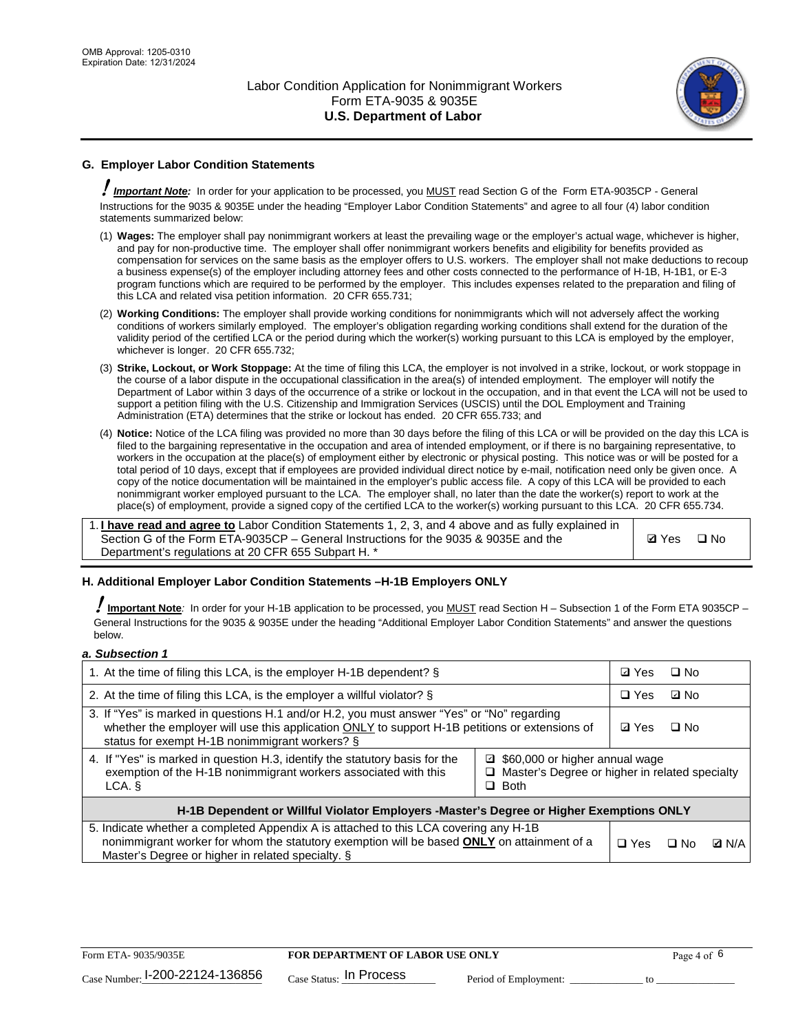## G. Employer Labor Condition Statements

! ***Important Note:*** In order for your application to be processed, you MUST read Section G of the Form ETA-9035CP - General Instructions for the 9035 & 9035E under the heading "Employer Labor Condition Statements" and agree to all four (4) labor condition statements summarized below:

(1) **Wages:** The employer shall pay nonimmigrant workers at least the prevailing wage or the employer's actual wage, whichever is higher, and pay for non-productive time. The employer shall offer nonimmigrant workers benefits and eligibility for benefits provided as compensation for services on the same basis as the employer offers to U.S. workers. The employer shall not make deductions to recoup a business expense(s) of the employer including attorney fees and other costs connected to the performance of H-1B, H-1B1, or E-3 program functions which are required to be performed by the employer. This includes expenses related to the preparation and filing of this LCA and related visa petition information. 20 CFR 655.731;

(2) **Working Conditions:** The employer shall provide working conditions for nonimmigrants which will not adversely affect the working conditions of workers similarly employed. The employer's obligation regarding working conditions shall extend for the duration of the validity period of the certified LCA or the period during which the worker(s) working pursuant to this LCA is employed by the employer, whichever is longer. 20 CFR 655.732;

(3) **Strike, Lockout, or Work Stoppage:** At the time of filing this LCA, the employer is not involved in a strike, lockout, or work stoppage in the course of a labor dispute in the occupational classification in the area(s) of intended employment. The employer will notify the Department of Labor within 3 days of the occurrence of a strike or lockout in the occupation, and in that event the LCA will not be used to support a petition filing with the U.S. Citizenship and Immigration Services (USCIS) until the DOL Employment and Training Administration (ETA) determines that the strike or lockout has ended. 20 CFR 655.733; and

(4) **Notice:** Notice of the LCA filing was provided no more than 30 days before the filing of this LCA or will be provided on the day this LCA is filed to the bargaining representative in the occupation and area of intended employment, or if there is no bargaining representative, to workers in the occupation at the place(s) of employment either by electronic or physical posting. This notice was or will be posted for a total period of 10 days, except that if employees are provided individual direct notice by e-mail, notification need only be given once. A copy of the notice documentation will be maintained in the employer's public access file. A copy of this LCA will be provided to each nonimmigrant worker employed pursuant to the LCA. The employer shall, no later than the date the worker(s) report to work at the place(s) of employment, provide a signed copy of the certified LCA to the worker(s) working pursuant to this LCA. 20 CFR 655.734.

| | |
|---|---|
| 1. **I have read and agree to** Labor Condition Statements 1, 2, 3, and 4 above and as fully explained in Section G of the Form ETA-9035CP – General Instructions for the 9035 & 9035E and the Department's regulations at 20 CFR 655 Subpart H. * | ☑ Yes ☐ No |

## H. Additional Employer Labor Condition Statements –H-1B Employers ONLY

! **Important Note**: In order for your H-1B application to be processed, you MUST read Section H – Subsection 1 of the Form ETA 9035CP – General Instructions for the 9035 & 9035E under the heading "Additional Employer Labor Condition Statements" and answer the questions below.

***a. Subsection 1***

| | |
|---|---|
| 1. At the time of filing this LCA, is the employer H-1B dependent? § | ☑ Yes ☐ No |
| 2. At the time of filing this LCA, is the employer a willful violator? § | ☐ Yes ☑ No |
| 3. If "Yes" is marked in questions H.1 and/or H.2, you must answer "Yes" or "No" regarding whether the employer will use this application ONLY to support H-1B petitions or extensions of status for exempt H-1B nonimmigrant workers? § | ☑ Yes ☐ No |
| 4. If "Yes" is marked in question H.3, identify the statutory basis for the exemption of the H-1B nonimmigrant workers associated with this LCA. § | ☑ $60,000 or higher annual wage<br>☐ Master's Degree or higher in related specialty<br>☐ Both |
| **H-1B Dependent or Willful Violator Employers -Master's Degree or Higher Exemptions ONLY** | |
| 5. Indicate whether a completed Appendix A is attached to this LCA covering any H-1B nonimmigrant worker for whom the statutory exemption will be based **ONLY** on attainment of a Master's Degree or higher in related specialty. § | ☐ Yes ☐ No ☑ N/A |

Form ETA- 9035/9035E | **FOR DEPARTMENT OF LABOR USE ONLY**

Case Number: I-200-22124-136856 Case Status: In Process Period of Employment: _____________ to _____________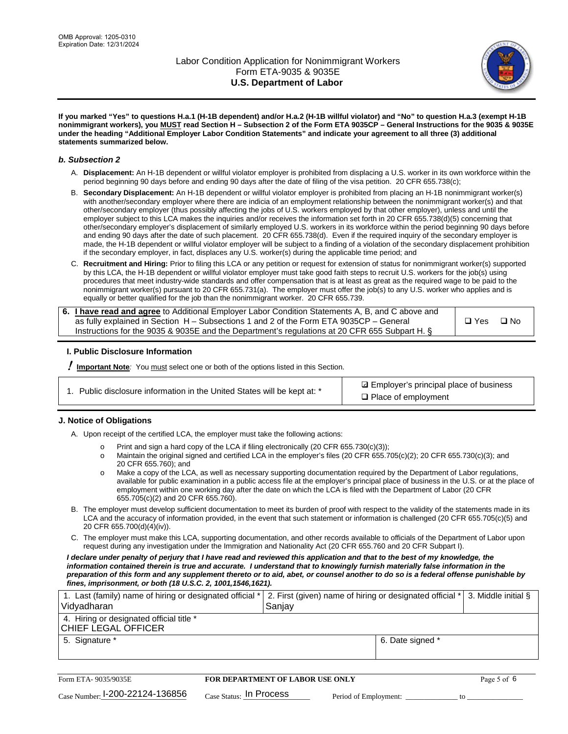**If you marked "Yes" to questions H.a.1 (H-1B dependent) and/or H.a.2 (H-1B willful violator) and "No" to question H.a.3 (exempt H-1B nonimmigrant workers), you MUST read Section H – Subsection 2 of the Form ETA 9035CP – General Instructions for the 9035 & 9035E under the heading "Additional Employer Labor Condition Statements" and indicate your agreement to all three (3) additional statements summarized below.**

### *b. Subsection 2*

A. **Displacement:** An H-1B dependent or willful violator employer is prohibited from displacing a U.S. worker in its own workforce within the period beginning 90 days before and ending 90 days after the date of filing of the visa petition. 20 CFR 655.738(c);

B. **Secondary Displacement:** An H-1B dependent or willful violator employer is prohibited from placing an H-1B nonimmigrant worker(s) with another/secondary employer where there are indicia of an employment relationship between the nonimmigrant worker(s) and that other/secondary employer (thus possibly affecting the jobs of U.S. workers employed by that other employer), unless and until the employer subject to this LCA makes the inquiries and/or receives the information set forth in 20 CFR 655.738(d)(5) concerning that other/secondary employer's displacement of similarly employed U.S. workers in its workforce within the period beginning 90 days before and ending 90 days after the date of such placement. 20 CFR 655.738(d). Even if the required inquiry of the secondary employer is made, the H-1B dependent or willful violator employer will be subject to a finding of a violation of the secondary displacement prohibition if the secondary employer, in fact, displaces any U.S. worker(s) during the applicable time period; and

C. **Recruitment and Hiring:** Prior to filing this LCA or any petition or request for extension of status for nonimmigrant worker(s) supported by this LCA, the H-1B dependent or willful violator employer must take good faith steps to recruit U.S. workers for the job(s) using procedures that meet industry-wide standards and offer compensation that is at least as great as the required wage to be paid to the nonimmigrant worker(s) pursuant to 20 CFR 655.731(a). The employer must offer the job(s) to any U.S. worker who applies and is equally or better qualified for the job than the nonimmigrant worker. 20 CFR 655.739.

| 6. **I have read and agree** to Additional Employer Labor Condition Statements A, B, and C above and as fully explained in Section H – Subsections 1 and 2 of the Form ETA 9035CP – General Instructions for the 9035 & 9035E and the Department's regulations at 20 CFR 655 Subpart H. § | ☐ Yes ☐ No |
|---|---|

## I. Public Disclosure Information

**! Important Note***:* You must select one or both of the options listed in this Section.

| 1. Public disclosure information in the United States will be kept at: * | ☑ Employer's principal place of business<br>☐ Place of employment |
|---|---|

## J. Notice of Obligations

A. Upon receipt of the certified LCA, the employer must take the following actions:

- o Print and sign a hard copy of the LCA if filing electronically (20 CFR 655.730(c)(3));
- o Maintain the original signed and certified LCA in the employer's files (20 CFR 655.705(c)(2); 20 CFR 655.730(c)(3); and 20 CFR 655.760); and
- o Make a copy of the LCA, as well as necessary supporting documentation required by the Department of Labor regulations, available for public examination in a public access file at the employer's principal place of business in the U.S. or at the place of employment within one working day after the date on which the LCA is filed with the Department of Labor (20 CFR 655.705(c)(2) and 20 CFR 655.760).

B. The employer must develop sufficient documentation to meet its burden of proof with respect to the validity of the statements made in its LCA and the accuracy of information provided, in the event that such statement or information is challenged (20 CFR 655.705(c)(5) and 20 CFR 655.700(d)(4)(iv)).

C. The employer must make this LCA, supporting documentation, and other records available to officials of the Department of Labor upon request during any investigation under the Immigration and Nationality Act (20 CFR 655.760 and 20 CFR Subpart I).

***I declare under penalty of perjury that I have read and reviewed this application and that to the best of my knowledge, the information contained therein is true and accurate. I understand that to knowingly furnish materially false information in the preparation of this form and any supplement thereto or to aid, abet, or counsel another to do so is a federal offense punishable by fines, imprisonment, or both (18 U.S.C. 2, 1001,1546,1621).***

| 1. Last (family) name of hiring or designated official * Vidyadharan | 2. First (given) name of hiring or designated official * Sanjay | | 3. Middle initial § |
|---|---|---|---|
| 4. Hiring or designated official title * CHIEF LEGAL OFFICER | | | |
| 5. Signature * | | 6. Date signed * | |

Form ETA- 9035/9035E | **FOR DEPARTMENT OF LABOR USE ONLY**

Case Number: I-200-22124-136856 Case Status: In Process Period of Employment: _____________ to _____________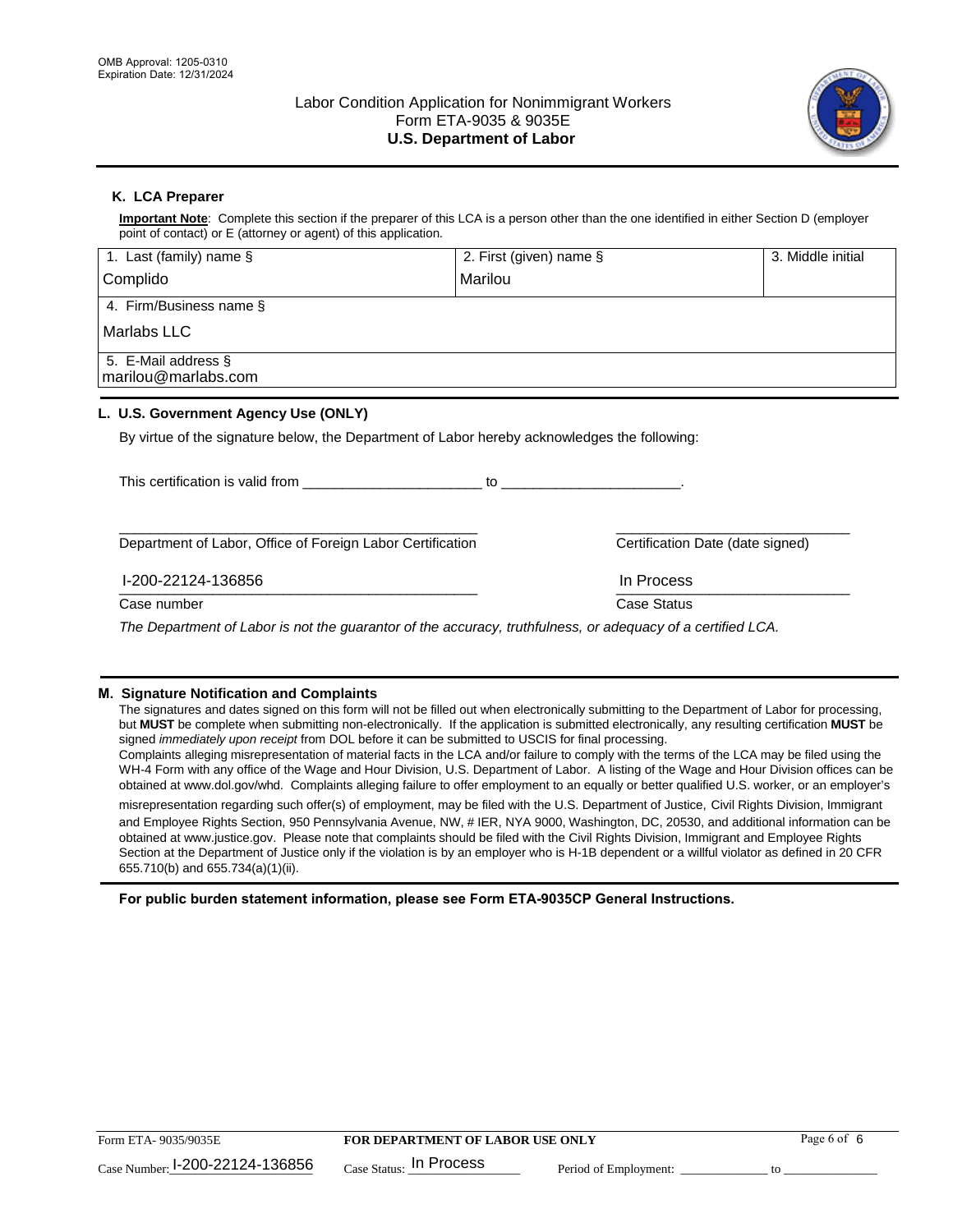OMB Approval: 1205-0310
Expiration Date: 12/31/2024

Labor Condition Application for Nonimmigrant Workers
Form ETA-9035 & 9035E
**U.S. Department of Labor**

### K. LCA Preparer

**Important Note**: Complete this section if the preparer of this LCA is a person other than the one identified in either Section D (employer point of contact) or E (attorney or agent) of this application.

| 1. Last (family) name § | 2. First (given) name § | 3. Middle initial |
|---|---|---|
| Complido | Marilou | |
| 4. Firm/Business name § | | |
| Marlabs LLC | | |
| 5. E-Mail address § | | |
| marilou@marlabs.com | | |

### L. U.S. Government Agency Use (ONLY)

By virtue of the signature below, the Department of Labor hereby acknowledges the following:

This certification is valid from ______________________ to ______________________.

Department of Labor, Office of Foreign Labor Certification

Certification Date (date signed)

I-200-22124-136856
Case number

In Process
Case Status

*The Department of Labor is not the guarantor of the accuracy, truthfulness, or adequacy of a certified LCA.*

### M. Signature Notification and Complaints

The signatures and dates signed on this form will not be filled out when electronically submitting to the Department of Labor for processing, but **MUST** be complete when submitting non-electronically. If the application is submitted electronically, any resulting certification **MUST** be signed *immediately upon receipt* from DOL before it can be submitted to USCIS for final processing.

Complaints alleging misrepresentation of material facts in the LCA and/or failure to comply with the terms of the LCA may be filed using the WH-4 Form with any office of the Wage and Hour Division, U.S. Department of Labor. A listing of the Wage and Hour Division offices can be obtained at www.dol.gov/whd. Complaints alleging failure to offer employment to an equally or better qualified U.S. worker, or an employer's misrepresentation regarding such offer(s) of employment, may be filed with the U.S. Department of Justice, Civil Rights Division, Immigrant and Employee Rights Section, 950 Pennsylvania Avenue, NW, # IER, NYA 9000, Washington, DC, 20530, and additional information can be obtained at www.justice.gov. Please note that complaints should be filed with the Civil Rights Division, Immigrant and Employee Rights Section at the Department of Justice only if the violation is by an employer who is H-1B dependent or a willful violator as defined in 20 CFR 655.710(b) and 655.734(a)(1)(ii).

**For public burden statement information, please see Form ETA-9035CP General Instructions.**

Form ETA- 9035/9035E | **FOR DEPARTMENT OF LABOR USE ONLY**

Case Number: I-200-22124-136856 Case Status: In Process Period of Employment: ____________ to ____________